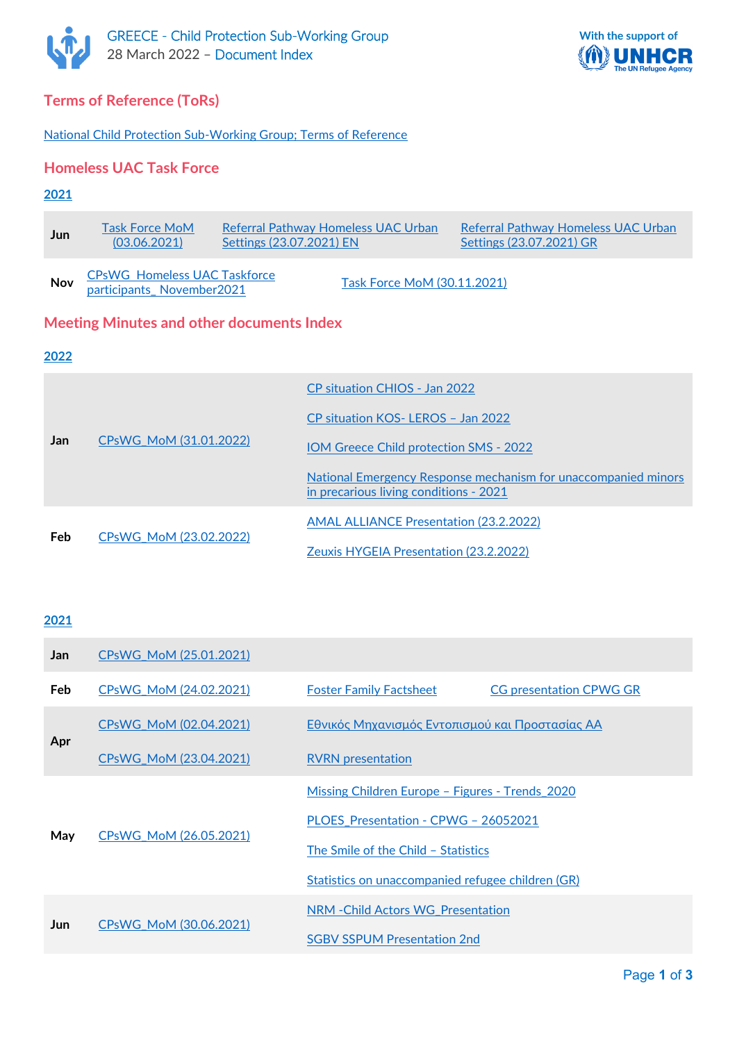GREECE - Child Protection Sub-Working Group
28 March 2022 – Document Index

With the support of UNHCR The UN Refugee Agency

## Terms of Reference (ToRs)

National Child Protection Sub-Working Group; Terms of Reference

## Homeless UAC Task Force

### 2021

| | | | |
|---|---|---|---|
| Jun | Task Force MoM (03.06.2021) | Referral Pathway Homeless UAC Urban Settings (23.07.2021) EN | Referral Pathway Homeless UAC Urban Settings (23.07.2021) GR |
| Nov | CPsWG_Homeless UAC Taskforce participants_ November2021 | Task Force MoM (30.11.2021) | |

## Meeting Minutes and other documents Index

### 2022

| | | |
|---|---|---|
| Jan | CPsWG_MoM (31.01.2022) | CP situation CHIOS - Jan 2022<br>CP situation KOS- LEROS – Jan 2022<br>IOM Greece Child protection SMS - 2022<br>National Emergency Response mechanism for unaccompanied minors in precarious living conditions - 2021 |
| Feb | CPsWG_MoM (23.02.2022) | AMAL ALLIANCE Presentation (23.2.2022)<br>Zeuxis HYGEIA Presentation (23.2.2022) |

### 2021

| | | | |
|---|---|---|---|
| Jan | CPsWG_MoM (25.01.2021) | | |
| Feb | CPsWG_MoM (24.02.2021) | Foster Family Factsheet | CG presentation CPWG GR |
| Apr | CPsWG_MoM (02.04.2021)<br>CPsWG_MoM (23.04.2021) | Εθνικός Μηχανισμός Εντοπισμού και Προστασίας ΑΑ<br>RVRN presentation | |
| May | CPsWG_MoM (26.05.2021) | Missing Children Europe – Figures - Trends_2020<br>PLOES_Presentation - CPWG – 26052021<br>The Smile of the Child – Statistics<br>Statistics on unaccompanied refugee children (GR) | |
| Jun | CPsWG_MoM (30.06.2021) | NRM -Child Actors WG_Presentation<br>SGBV SSPUM Presentation 2nd | |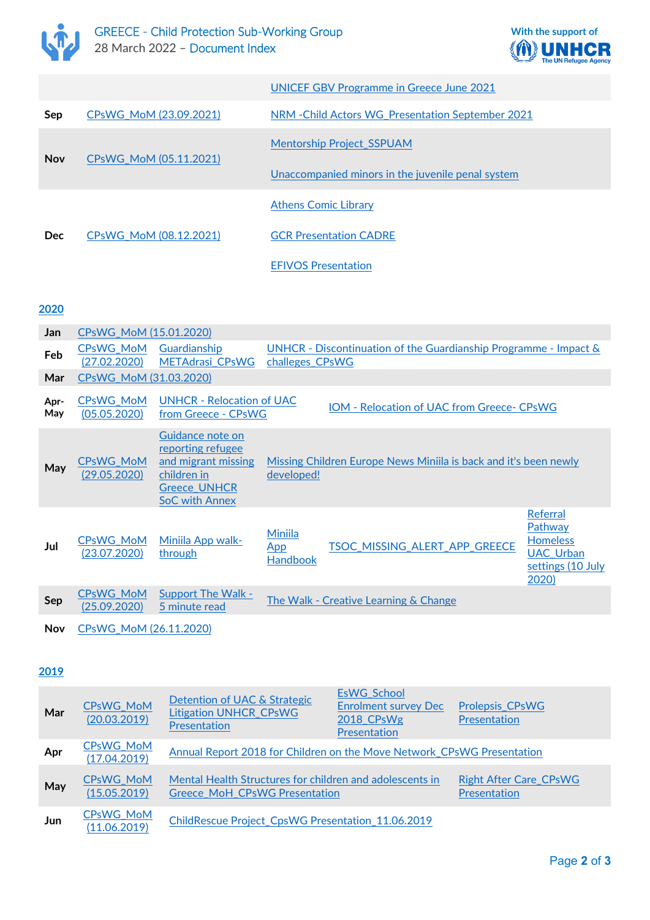| | | |
|---|---|---|
| | | UNICEF GBV Programme in Greece June 2021 |
| Sep | CPsWG_MoM (23.09.2021) | NRM -Child Actors WG_Presentation September 2021 |
| Nov | CPsWG_MoM (05.11.2021) | Mentorship Project_SSPUAM<br>Unaccompanied minors in the juvenile penal system |
| Dec | CPsWG_MoM (08.12.2021) | Athens Comic Library<br>GCR Presentation CADRE<br>EFIVOS Presentation |

## 2020

| | | | | | |
|---|---|---|---|---|---|
| Jan | CPsWG_MoM (15.01.2020) | | | | |
| Feb | CPsWG_MoM (27.02.2020) | Guardianship METAdrasi_CPsWG | UNHCR - Discontinuation of the Guardianship Programme - Impact & challeges_CPsWG | | |
| Mar | CPsWG_MoM (31.03.2020) | | | | |
| Apr-May | CPsWG_MoM (05.05.2020) | UNHCR - Relocation of UAC from Greece - CPsWG | IOM - Relocation of UAC from Greece- CPsWG | | |
| May | CPsWG_MoM (29.05.2020) | Guidance note on reporting refugee and migrant missing children in Greece_UNHCR SoC with Annex | Missing Children Europe News Miniila is back and it's been newly developed! | | |
| Jul | CPsWG_MoM (23.07.2020) | Miniila App walk-through | Miniila App Handbook | TSOC_MISSING_ALERT_APP_GREECE | Referral Pathway Homeless UAC_Urban settings (10 July 2020) |
| Sep | CPsWG_MoM (25.09.2020) | Support The Walk - 5 minute read | The Walk - Creative Learning & Change | | |
| Nov | CPsWG_MoM (26.11.2020) | | | | |

## 2019

| | | | | |
|---|---|---|---|---|
| Mar | CPsWG_MoM (20.03.2019) | Detention of UAC & Strategic Litigation UNHCR_CPsWG Presentation | EsWG_School Enrolment survey Dec 2018_CPsWg Presentation | Prolepsis_CPsWG Presentation |
| Apr | CPsWG_MoM (17.04.2019) | Annual Report 2018 for Children on the Move Network_CPsWG Presentation | | |
| May | CPsWG_MoM (15.05.2019) | Mental Health Structures for children and adolescents in Greece_MoH_CPsWG Presentation | | Right After Care_CPsWG Presentation |
| Jun | CPsWG_MoM (11.06.2019) | ChildRescue Project_CpsWG Presentation_11.06.2019 | | |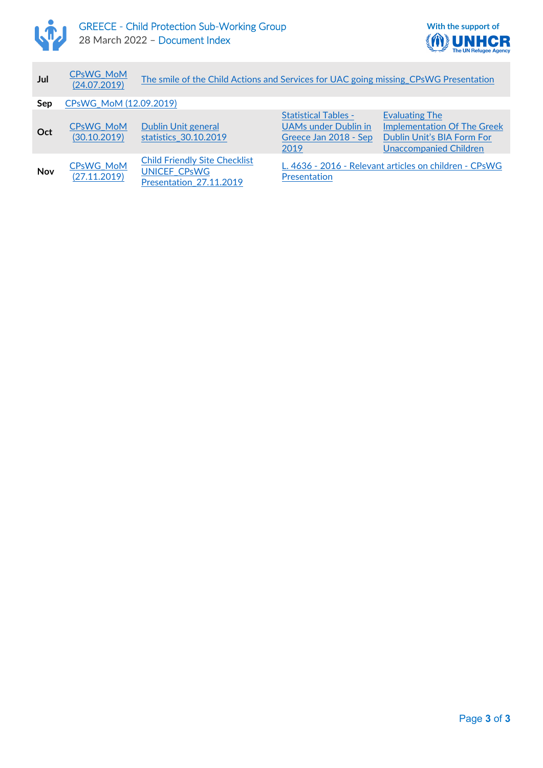| | | | | |
|---|---|---|---|---|
| **Jul** | CPsWG_MoM (24.07.2019) | The smile of the Child Actions and Services for UAC going missing_CPsWG Presentation | | |
| **Sep** | CPsWG_MoM (12.09.2019) | | | |
| **Oct** | CPsWG_MoM (30.10.2019) | Dublin Unit general statistics_30.10.2019 | Statistical Tables - UAMs under Dublin in Greece Jan 2018 - Sep 2019 | Evaluating The Implementation Of The Greek Dublin Unit's BIA Form For Unaccompanied Children |
| **Nov** | CPsWG_MoM (27.11.2019) | Child Friendly Site Checklist UNICEF_CPsWG Presentation_27.11.2019 | L. 4636 - 2016 - Relevant articles on children - CPsWG Presentation | |